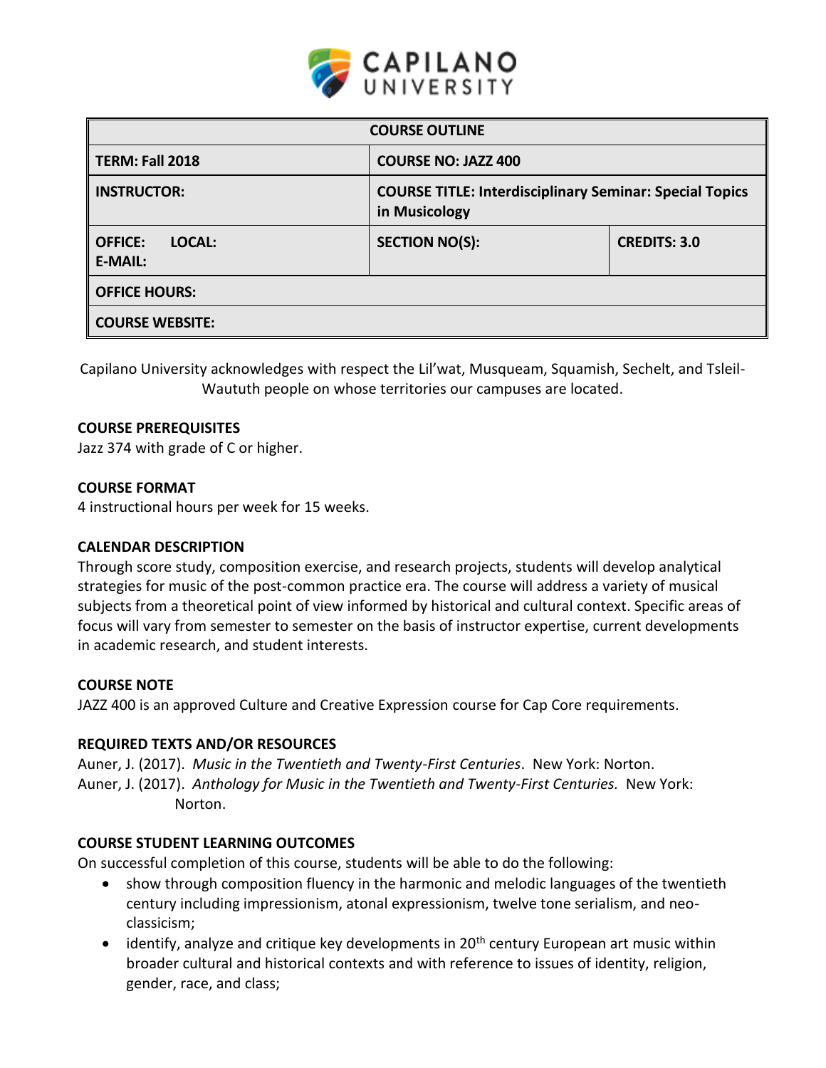CAPILANO UNIVERSITY

| COURSE OUTLINE | | |
|---|---|---|
| **TERM: Fall 2018** | **COURSE NO: JAZZ 400** | |
| **INSTRUCTOR:** | **COURSE TITLE: Interdisciplinary Seminar: Special Topics in Musicology** | |
| **OFFICE: LOCAL:** **E-MAIL:** | **SECTION NO(S):** | **CREDITS: 3.0** |
| **OFFICE HOURS:** | | |
| **COURSE WEBSITE:** | | |

Capilano University acknowledges with respect the Lil'wat, Musqueam, Squamish, Sechelt, and Tsleil-Waututh people on whose territories our campuses are located.

### COURSE PREREQUISITES

Jazz 374 with grade of C or higher.

### COURSE FORMAT

4 instructional hours per week for 15 weeks.

### CALENDAR DESCRIPTION

Through score study, composition exercise, and research projects, students will develop analytical strategies for music of the post-common practice era. The course will address a variety of musical subjects from a theoretical point of view informed by historical and cultural context. Specific areas of focus will vary from semester to semester on the basis of instructor expertise, current developments in academic research, and student interests.

### COURSE NOTE

JAZZ 400 is an approved Culture and Creative Expression course for Cap Core requirements.

### REQUIRED TEXTS AND/OR RESOURCES

Auner, J. (2017). *Music in the Twentieth and Twenty-First Centuries*. New York: Norton.
Auner, J. (2017). *Anthology for Music in the Twentieth and Twenty-First Centuries.* New York: Norton.

### COURSE STUDENT LEARNING OUTCOMES

On successful completion of this course, students will be able to do the following:

- show through composition fluency in the harmonic and melodic languages of the twentieth century including impressionism, atonal expressionism, twelve tone serialism, and neo-classicism;
- identify, analyze and critique key developments in 20th century European art music within broader cultural and historical contexts and with reference to issues of identity, religion, gender, race, and class;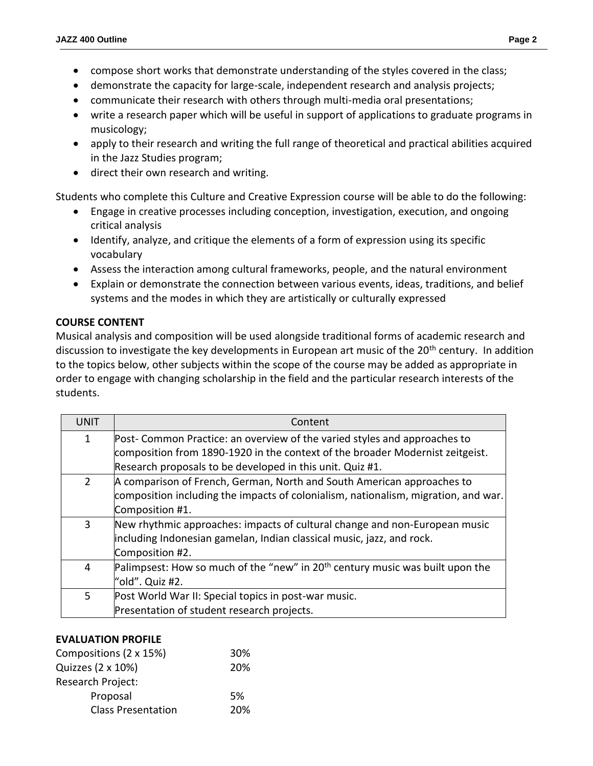- compose short works that demonstrate understanding of the styles covered in the class;
- demonstrate the capacity for large-scale, independent research and analysis projects;
- communicate their research with others through multi-media oral presentations;
- write a research paper which will be useful in support of applications to graduate programs in musicology;
- apply to their research and writing the full range of theoretical and practical abilities acquired in the Jazz Studies program;
- direct their own research and writing.

Students who complete this Culture and Creative Expression course will be able to do the following:

- Engage in creative processes including conception, investigation, execution, and ongoing critical analysis
- Identify, analyze, and critique the elements of a form of expression using its specific vocabulary
- Assess the interaction among cultural frameworks, people, and the natural environment
- Explain or demonstrate the connection between various events, ideas, traditions, and belief systems and the modes in which they are artistically or culturally expressed

**COURSE CONTENT**

Musical analysis and composition will be used alongside traditional forms of academic research and discussion to investigate the key developments in European art music of the 20th century. In addition to the topics below, other subjects within the scope of the course may be added as appropriate in order to engage with changing scholarship in the field and the particular research interests of the students.

| UNIT | Content |
|---|---|
| 1 | Post- Common Practice: an overview of the varied styles and approaches to composition from 1890-1920 in the context of the broader Modernist zeitgeist. Research proposals to be developed in this unit. Quiz #1. |
| 2 | A comparison of French, German, North and South American approaches to composition including the impacts of colonialism, nationalism, migration, and war. Composition #1. |
| 3 | New rhythmic approaches: impacts of cultural change and non-European music including Indonesian gamelan, Indian classical music, jazz, and rock. Composition #2. |
| 4 | Palimpsest: How so much of the "new" in 20th century music was built upon the "old". Quiz #2. |
| 5 | Post World War II: Special topics in post-war music. Presentation of student research projects. |

**EVALUATION PROFILE**

| | |
|---|---|
| Compositions (2 x 15%) | 30% |
| Quizzes (2 x 10%) | 20% |
| Research Project: | |
| Proposal | 5% |
| Class Presentation | 20% |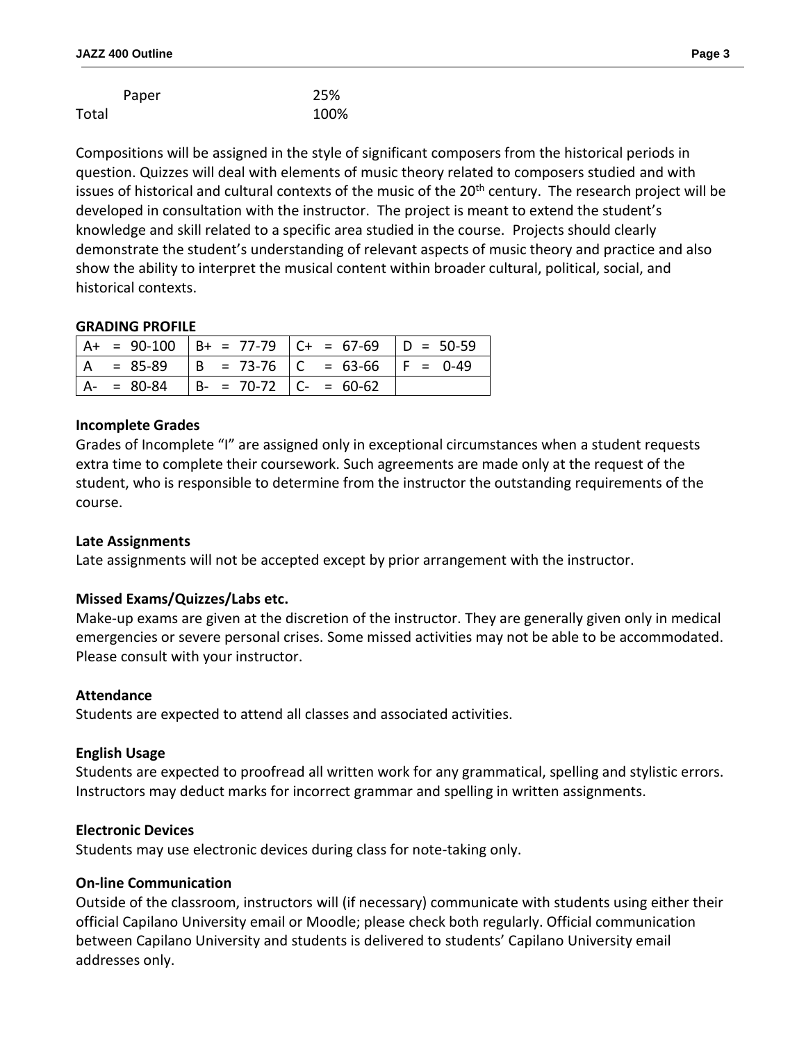| | |
|---|---|
| Paper | 25% |
| Total | 100% |

Compositions will be assigned in the style of significant composers from the historical periods in question. Quizzes will deal with elements of music theory related to composers studied and with issues of historical and cultural contexts of the music of the 20th century. The research project will be developed in consultation with the instructor. The project is meant to extend the student's knowledge and skill related to a specific area studied in the course. Projects should clearly demonstrate the student's understanding of relevant aspects of music theory and practice and also show the ability to interpret the musical content within broader cultural, political, social, and historical contexts.

**GRADING PROFILE**

| | | | |
|---|---|---|---|
| A+ = 90-100 | B+ = 77-79 | C+ = 67-69 | D = 50-59 |
| A = 85-89 | B = 73-76 | C = 63-66 | F = 0-49 |
| A- = 80-84 | B- = 70-72 | C- = 60-62 | |

**Incomplete Grades**

Grades of Incomplete "I" are assigned only in exceptional circumstances when a student requests extra time to complete their coursework. Such agreements are made only at the request of the student, who is responsible to determine from the instructor the outstanding requirements of the course.

**Late Assignments**

Late assignments will not be accepted except by prior arrangement with the instructor.

**Missed Exams/Quizzes/Labs etc.**

Make-up exams are given at the discretion of the instructor. They are generally given only in medical emergencies or severe personal crises. Some missed activities may not be able to be accommodated. Please consult with your instructor.

**Attendance**

Students are expected to attend all classes and associated activities.

**English Usage**

Students are expected to proofread all written work for any grammatical, spelling and stylistic errors. Instructors may deduct marks for incorrect grammar and spelling in written assignments.

**Electronic Devices**

Students may use electronic devices during class for note-taking only.

**On-line Communication**

Outside of the classroom, instructors will (if necessary) communicate with students using either their official Capilano University email or Moodle; please check both regularly. Official communication between Capilano University and students is delivered to students' Capilano University email addresses only.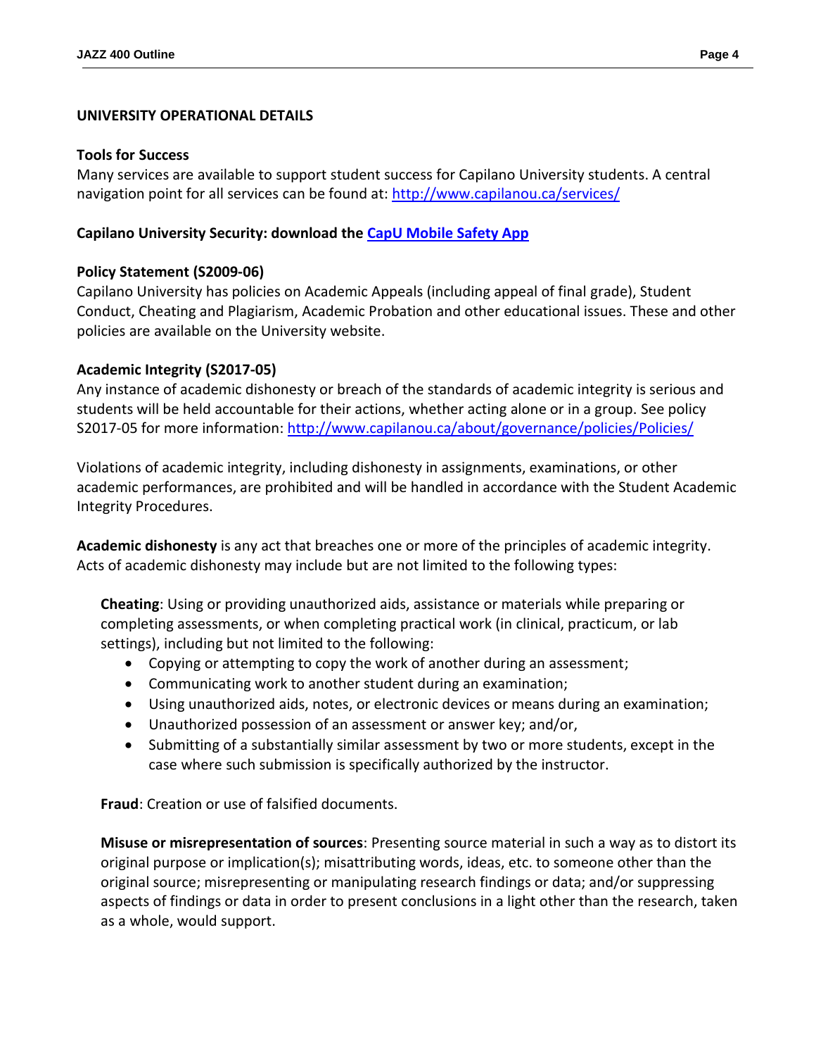## UNIVERSITY OPERATIONAL DETAILS

### Tools for Success

Many services are available to support student success for Capilano University students. A central navigation point for all services can be found at: [http://www.capilanou.ca/services/](http://www.capilanou.ca/services/)

### Capilano University Security: download the [CapU Mobile Safety App]()

### Policy Statement (S2009-06)

Capilano University has policies on Academic Appeals (including appeal of final grade), Student Conduct, Cheating and Plagiarism, Academic Probation and other educational issues. These and other policies are available on the University website.

### Academic Integrity (S2017-05)

Any instance of academic dishonesty or breach of the standards of academic integrity is serious and students will be held accountable for their actions, whether acting alone or in a group. See policy S2017-05 for more information: [http://www.capilanou.ca/about/governance/policies/Policies/](http://www.capilanou.ca/about/governance/policies/Policies/)

Violations of academic integrity, including dishonesty in assignments, examinations, or other academic performances, are prohibited and will be handled in accordance with the Student Academic Integrity Procedures.

**Academic dishonesty** is any act that breaches one or more of the principles of academic integrity. Acts of academic dishonesty may include but are not limited to the following types:

**Cheating**: Using or providing unauthorized aids, assistance or materials while preparing or completing assessments, or when completing practical work (in clinical, practicum, or lab settings), including but not limited to the following:

- Copying or attempting to copy the work of another during an assessment;
- Communicating work to another student during an examination;
- Using unauthorized aids, notes, or electronic devices or means during an examination;
- Unauthorized possession of an assessment or answer key; and/or,
- Submitting of a substantially similar assessment by two or more students, except in the case where such submission is specifically authorized by the instructor.

**Fraud**: Creation or use of falsified documents.

**Misuse or misrepresentation of sources**: Presenting source material in such a way as to distort its original purpose or implication(s); misattributing words, ideas, etc. to someone other than the original source; misrepresenting or manipulating research findings or data; and/or suppressing aspects of findings or data in order to present conclusions in a light other than the research, taken as a whole, would support.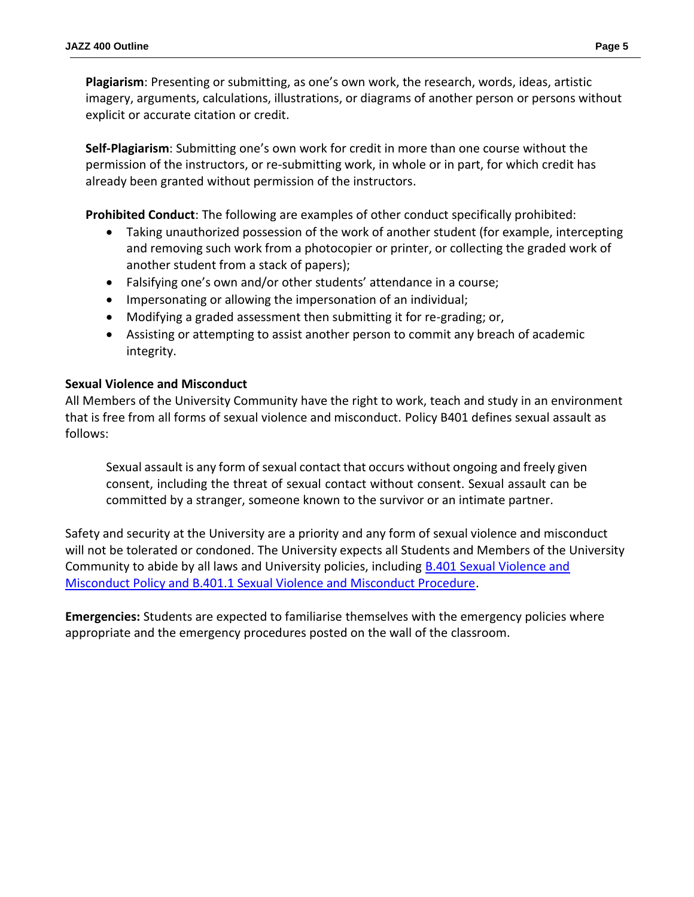**Plagiarism**: Presenting or submitting, as one's own work, the research, words, ideas, artistic imagery, arguments, calculations, illustrations, or diagrams of another person or persons without explicit or accurate citation or credit.

**Self-Plagiarism**: Submitting one's own work for credit in more than one course without the permission of the instructors, or re-submitting work, in whole or in part, for which credit has already been granted without permission of the instructors.

**Prohibited Conduct**: The following are examples of other conduct specifically prohibited:

- Taking unauthorized possession of the work of another student (for example, intercepting and removing such work from a photocopier or printer, or collecting the graded work of another student from a stack of papers);
- Falsifying one's own and/or other students' attendance in a course;
- Impersonating or allowing the impersonation of an individual;
- Modifying a graded assessment then submitting it for re-grading; or,
- Assisting or attempting to assist another person to commit any breach of academic integrity.

**Sexual Violence and Misconduct**

All Members of the University Community have the right to work, teach and study in an environment that is free from all forms of sexual violence and misconduct. Policy B401 defines sexual assault as follows:

> Sexual assault is any form of sexual contact that occurs without ongoing and freely given consent, including the threat of sexual contact without consent. Sexual assault can be committed by a stranger, someone known to the survivor or an intimate partner.

Safety and security at the University are a priority and any form of sexual violence and misconduct will not be tolerated or condoned. The University expects all Students and Members of the University Community to abide by all laws and University policies, including B.401 Sexual Violence and Misconduct Policy and B.401.1 Sexual Violence and Misconduct Procedure.

**Emergencies:** Students are expected to familiarise themselves with the emergency policies where appropriate and the emergency procedures posted on the wall of the classroom.